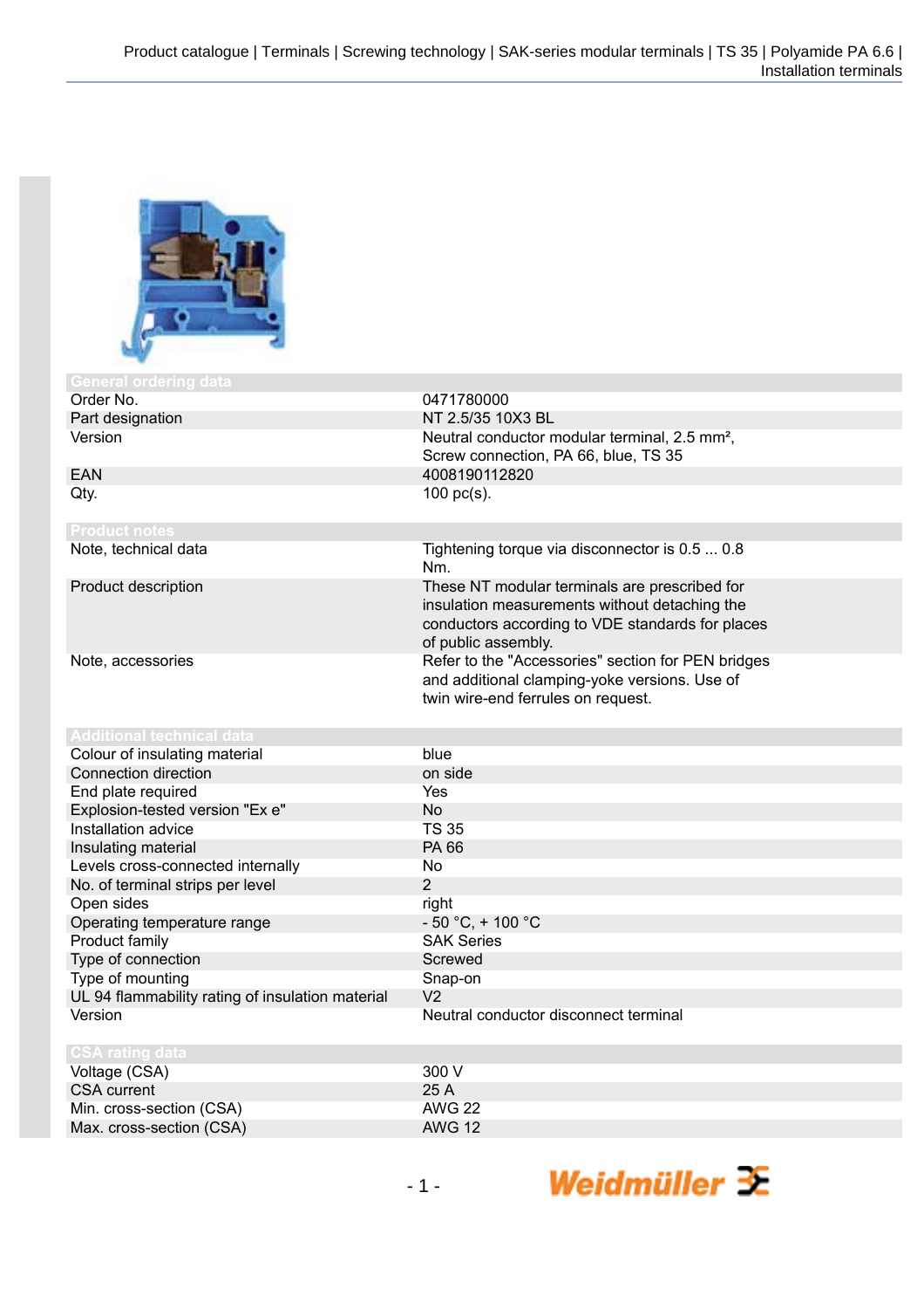## General ordering data

| | |
|---|---|
| Order No. | 0471780000 |
| Part designation | NT 2.5/35 10X3 BL |
| Version | Neutral conductor modular terminal, 2.5 mm², Screw connection, PA 66, blue, TS 35 |
| EAN | 4008190112820 |
| Qty. | 100 pc(s). |

## Product notes

| | |
|---|---|
| Note, technical data | Tightening torque via disconnector is 0.5 ... 0.8 Nm. |
| Product description | These NT modular terminals are prescribed for insulation measurements without detaching the conductors according to VDE standards for places of public assembly. |
| Note, accessories | Refer to the "Accessories" section for PEN bridges and additional clamping-yoke versions. Use of twin wire-end ferrules on request. |

## Additional technical data

| | |
|---|---|
| Colour of insulating material | blue |
| Connection direction | on side |
| End plate required | Yes |
| Explosion-tested version "Ex e" | No |
| Installation advice | TS 35 |
| Insulating material | PA 66 |
| Levels cross-connected internally | No |
| No. of terminal strips per level | 2 |
| Open sides | right |
| Operating temperature range | - 50 °C, + 100 °C |
| Product family | SAK Series |
| Type of connection | Screwed |
| Type of mounting | Snap-on |
| UL 94 flammability rating of insulation material | V2 |
| Version | Neutral conductor disconnect terminal |

## CSA rating data

| | |
|---|---|
| Voltage (CSA) | 300 V |
| CSA current | 25 A |
| Min. cross-section (CSA) | AWG 22 |
| Max. cross-section (CSA) | AWG 12 |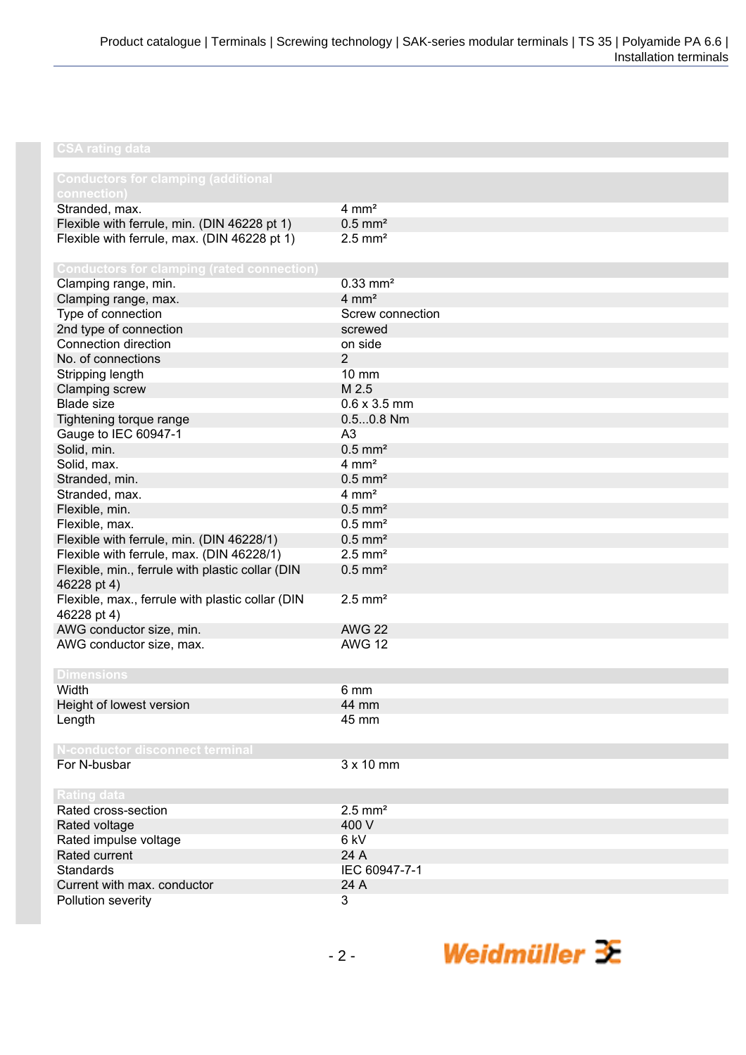## CSA rating data

## Conductors for clamping (additional connection)

| | |
|---|---|
| Stranded, max. | 4 mm² |
| Flexible with ferrule, min. (DIN 46228 pt 1) | 0.5 mm² |
| Flexible with ferrule, max. (DIN 46228 pt 1) | 2.5 mm² |

## Conductors for clamping (rated connection)

| | |
|---|---|
| Clamping range, min. | 0.33 mm² |
| Clamping range, max. | 4 mm² |
| Type of connection | Screw connection |
| 2nd type of connection | screwed |
| Connection direction | on side |
| No. of connections | 2 |
| Stripping length | 10 mm |
| Clamping screw | M 2.5 |
| Blade size | 0.6 x 3.5 mm |
| Tightening torque range | 0.5...0.8 Nm |
| Gauge to IEC 60947-1 | A3 |
| Solid, min. | 0.5 mm² |
| Solid, max. | 4 mm² |
| Stranded, min. | 0.5 mm² |
| Stranded, max. | 4 mm² |
| Flexible, min. | 0.5 mm² |
| Flexible, max. | 0.5 mm² |
| Flexible with ferrule, min. (DIN 46228/1) | 0.5 mm² |
| Flexible with ferrule, max. (DIN 46228/1) | 2.5 mm² |
| Flexible, min., ferrule with plastic collar (DIN 46228 pt 4) | 0.5 mm² |
| Flexible, max., ferrule with plastic collar (DIN 46228 pt 4) | 2.5 mm² |
| AWG conductor size, min. | AWG 22 |
| AWG conductor size, max. | AWG 12 |

## Dimensions

| | |
|---|---|
| Width | 6 mm |
| Height of lowest version | 44 mm |
| Length | 45 mm |

## N-conductor disconnect terminal

| | |
|---|---|
| For N-busbar | 3 x 10 mm |

## Rating data

| | |
|---|---|
| Rated cross-section | 2.5 mm² |
| Rated voltage | 400 V |
| Rated impulse voltage | 6 kV |
| Rated current | 24 A |
| Standards | IEC 60947-7-1 |
| Current with max. conductor | 24 A |
| Pollution severity | 3 |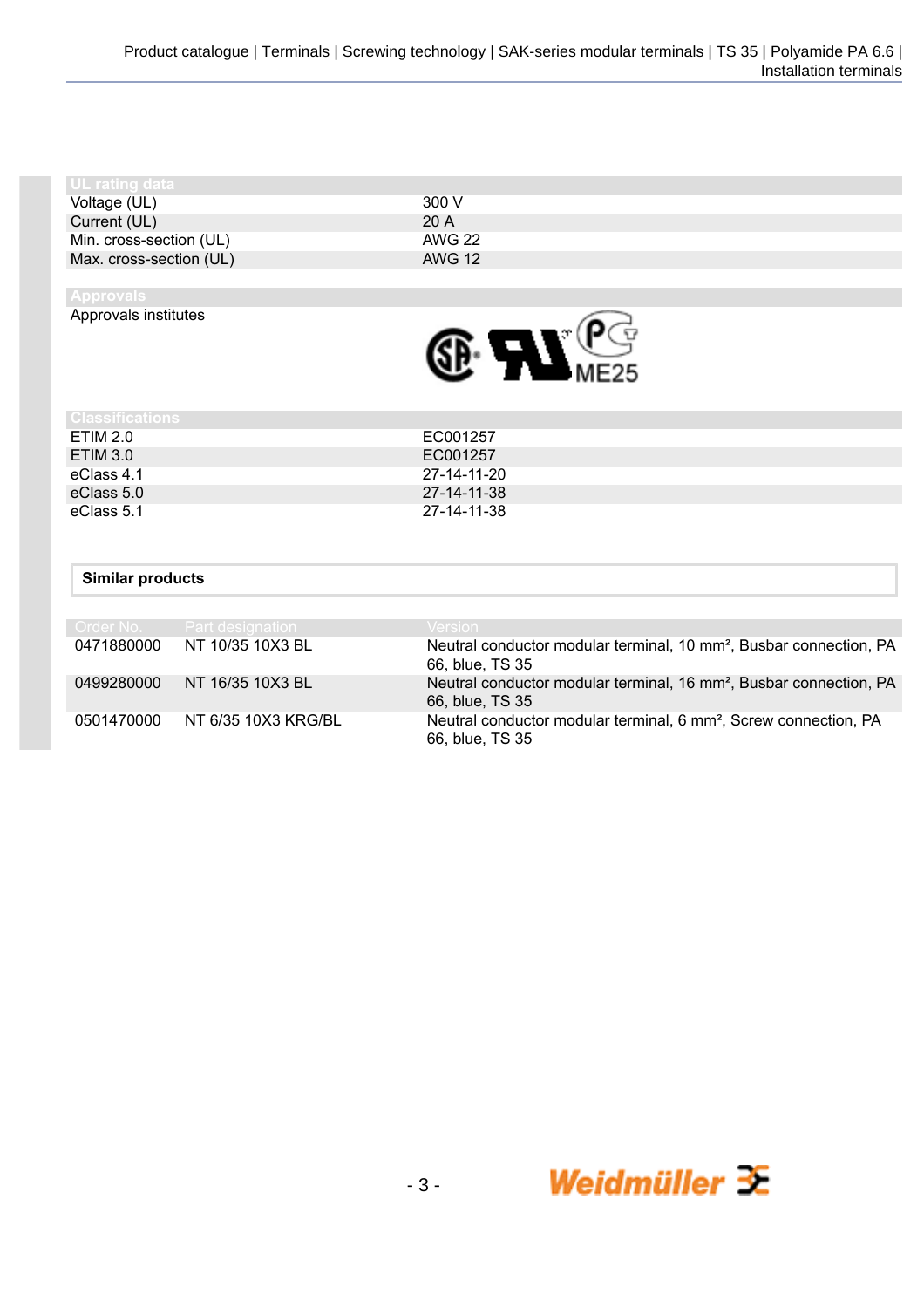| UL rating data | |
|---|---|
| Voltage (UL) | 300 V |
| Current (UL) | 20 A |
| Min. cross-section (UL) | AWG 22 |
| Max. cross-section (UL) | AWG 12 |

| Approvals | |
|---|---|
| Approvals institutes | ME25 |

| Classifications | |
|---|---|
| ETIM 2.0 | EC001257 |
| ETIM 3.0 | EC001257 |
| eClass 4.1 | 27-14-11-20 |
| eClass 5.0 | 27-14-11-38 |
| eClass 5.1 | 27-14-11-38 |

**Similar products**

| Order No. | Part designation | Version |
|---|---|---|
| 0471880000 | NT 10/35 10X3 BL | Neutral conductor modular terminal, 10 mm², Busbar connection, PA 66, blue, TS 35 |
| 0499280000 | NT 16/35 10X3 BL | Neutral conductor modular terminal, 16 mm², Busbar connection, PA 66, blue, TS 35 |
| 0501470000 | NT 6/35 10X3 KRG/BL | Neutral conductor modular terminal, 6 mm², Screw connection, PA 66, blue, TS 35 |